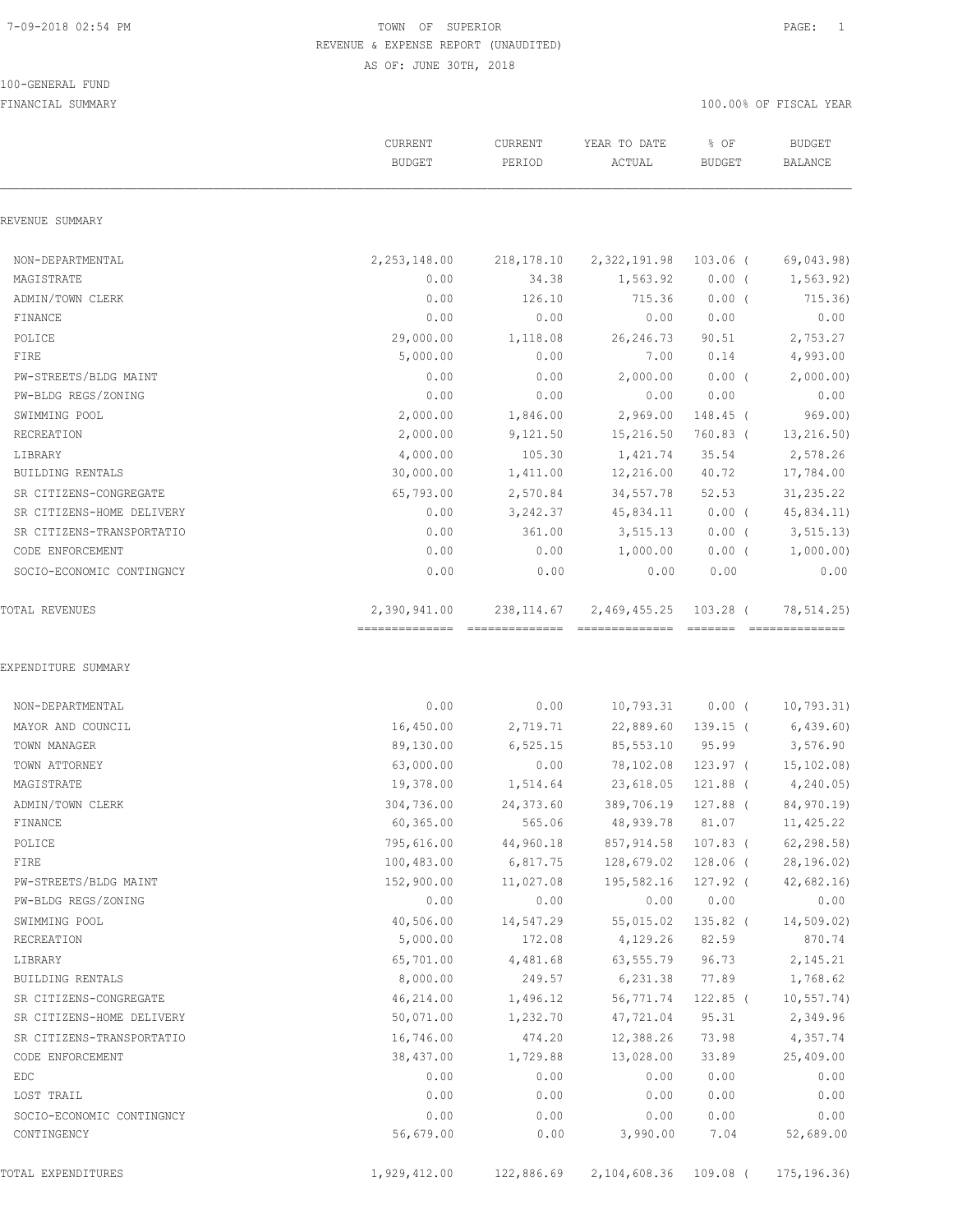TOWN OF SUPERIOR

REVENUE & EXPENSE REPORT (UNAUDITED)

AS OF: JUNE 30TH, 2018

100-GENERAL FUND

FINANCIAL SUMMARY

100.00% OF FISCAL YEAR

| | CURRENT BUDGET | CURRENT PERIOD | YEAR TO DATE ACTUAL | % OF BUDGET | BUDGET BALANCE |
|---|---|---|---|---|---|
| **REVENUE SUMMARY** | | | | | |
| NON-DEPARTMENTAL | 2,253,148.00 | 218,178.10 | 2,322,191.98 | 103.06 ( | 69,043.98) |
| MAGISTRATE | 0.00 | 34.38 | 1,563.92 | 0.00 ( | 1,563.92) |
| ADMIN/TOWN CLERK | 0.00 | 126.10 | 715.36 | 0.00 ( | 715.36) |
| FINANCE | 0.00 | 0.00 | 0.00 | 0.00 | 0.00 |
| POLICE | 29,000.00 | 1,118.08 | 26,246.73 | 90.51 | 2,753.27 |
| FIRE | 5,000.00 | 0.00 | 7.00 | 0.14 | 4,993.00 |
| PW-STREETS/BLDG MAINT | 0.00 | 0.00 | 2,000.00 | 0.00 ( | 2,000.00) |
| PW-BLDG REGS/ZONING | 0.00 | 0.00 | 0.00 | 0.00 | 0.00 |
| SWIMMING POOL | 2,000.00 | 1,846.00 | 2,969.00 | 148.45 ( | 969.00) |
| RECREATION | 2,000.00 | 9,121.50 | 15,216.50 | 760.83 ( | 13,216.50) |
| LIBRARY | 4,000.00 | 105.30 | 1,421.74 | 35.54 | 2,578.26 |
| BUILDING RENTALS | 30,000.00 | 1,411.00 | 12,216.00 | 40.72 | 17,784.00 |
| SR CITIZENS-CONGREGATE | 65,793.00 | 2,570.84 | 34,557.78 | 52.53 | 31,235.22 |
| SR CITIZENS-HOME DELIVERY | 0.00 | 3,242.37 | 45,834.11 | 0.00 ( | 45,834.11) |
| SR CITIZENS-TRANSPORTATIO | 0.00 | 361.00 | 3,515.13 | 0.00 ( | 3,515.13) |
| CODE ENFORCEMENT | 0.00 | 0.00 | 1,000.00 | 0.00 ( | 1,000.00) |
| SOCIO-ECONOMIC CONTINGNCY | 0.00 | 0.00 | 0.00 | 0.00 | 0.00 |
| **TOTAL REVENUES** | 2,390,941.00 | 238,114.67 | 2,469,455.25 | 103.28 ( | 78,514.25) |
| **EXPENDITURE SUMMARY** | | | | | |
| NON-DEPARTMENTAL | 0.00 | 0.00 | 10,793.31 | 0.00 ( | 10,793.31) |
| MAYOR AND COUNCIL | 16,450.00 | 2,719.71 | 22,889.60 | 139.15 ( | 6,439.60) |
| TOWN MANAGER | 89,130.00 | 6,525.15 | 85,553.10 | 95.99 | 3,576.90 |
| TOWN ATTORNEY | 63,000.00 | 0.00 | 78,102.08 | 123.97 ( | 15,102.08) |
| MAGISTRATE | 19,378.00 | 1,514.64 | 23,618.05 | 121.88 ( | 4,240.05) |
| ADMIN/TOWN CLERK | 304,736.00 | 24,373.60 | 389,706.19 | 127.88 ( | 84,970.19) |
| FINANCE | 60,365.00 | 565.06 | 48,939.78 | 81.07 | 11,425.22 |
| POLICE | 795,616.00 | 44,960.18 | 857,914.58 | 107.83 ( | 62,298.58) |
| FIRE | 100,483.00 | 6,817.75 | 128,679.02 | 128.06 ( | 28,196.02) |
| PW-STREETS/BLDG MAINT | 152,900.00 | 11,027.08 | 195,582.16 | 127.92 ( | 42,682.16) |
| PW-BLDG REGS/ZONING | 0.00 | 0.00 | 0.00 | 0.00 | 0.00 |
| SWIMMING POOL | 40,506.00 | 14,547.29 | 55,015.02 | 135.82 ( | 14,509.02) |
| RECREATION | 5,000.00 | 172.08 | 4,129.26 | 82.59 | 870.74 |
| LIBRARY | 65,701.00 | 4,481.68 | 63,555.79 | 96.73 | 2,145.21 |
| BUILDING RENTALS | 8,000.00 | 249.57 | 6,231.38 | 77.89 | 1,768.62 |
| SR CITIZENS-CONGREGATE | 46,214.00 | 1,496.12 | 56,771.74 | 122.85 ( | 10,557.74) |
| SR CITIZENS-HOME DELIVERY | 50,071.00 | 1,232.70 | 47,721.04 | 95.31 | 2,349.96 |
| SR CITIZENS-TRANSPORTATIO | 16,746.00 | 474.20 | 12,388.26 | 73.98 | 4,357.74 |
| CODE ENFORCEMENT | 38,437.00 | 1,729.88 | 13,028.00 | 33.89 | 25,409.00 |
| EDC | 0.00 | 0.00 | 0.00 | 0.00 | 0.00 |
| LOST TRAIL | 0.00 | 0.00 | 0.00 | 0.00 | 0.00 |
| SOCIO-ECONOMIC CONTINGNCY | 0.00 | 0.00 | 0.00 | 0.00 | 0.00 |
| CONTINGENCY | 56,679.00 | 0.00 | 3,990.00 | 7.04 | 52,689.00 |
| **TOTAL EXPENDITURES** | 1,929,412.00 | 122,886.69 | 2,104,608.36 | 109.08 ( | 175,196.36) |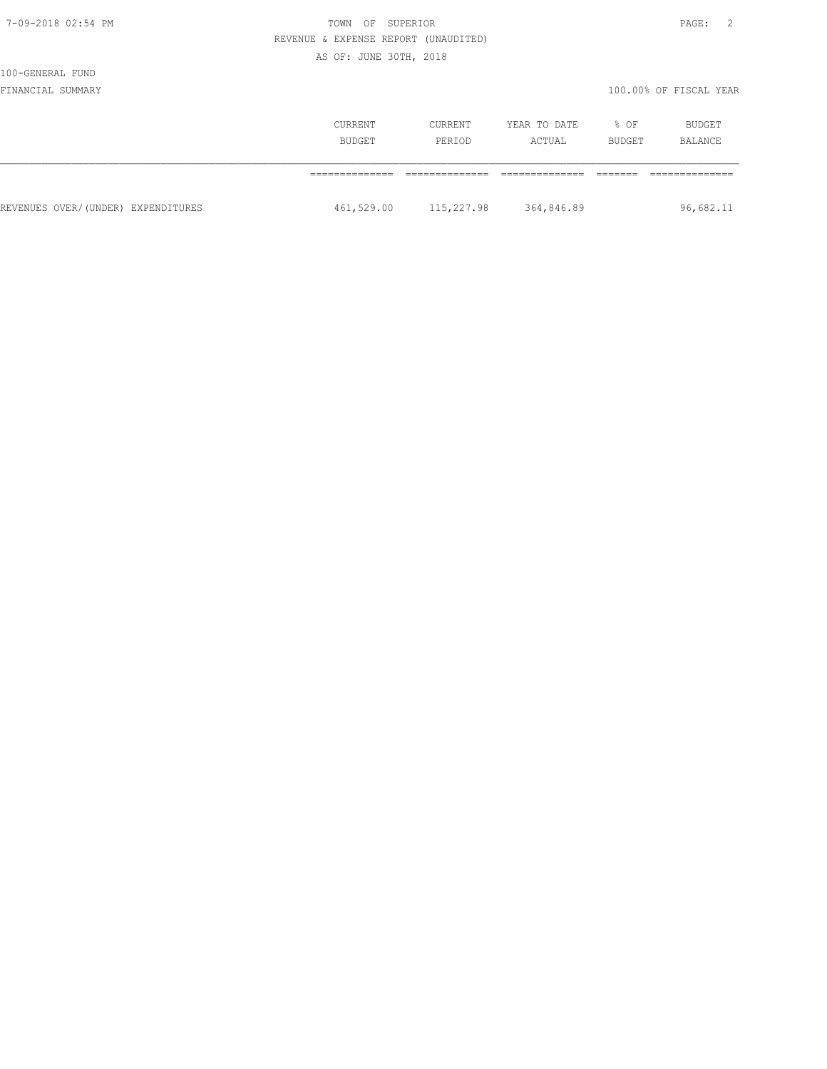TOWN OF SUPERIOR

REVENUE & EXPENSE REPORT (UNAUDITED)

AS OF: JUNE 30TH, 2018

100-GENERAL FUND

FINANCIAL SUMMARY

100.00% OF FISCAL YEAR

| | CURRENT BUDGET | CURRENT PERIOD | YEAR TO DATE ACTUAL | % OF BUDGET | BUDGET BALANCE |
|---|---|---|---|---|---|
| REVENUES OVER/(UNDER) EXPENDITURES | 461,529.00 | 115,227.98 | 364,846.89 | | 96,682.11 |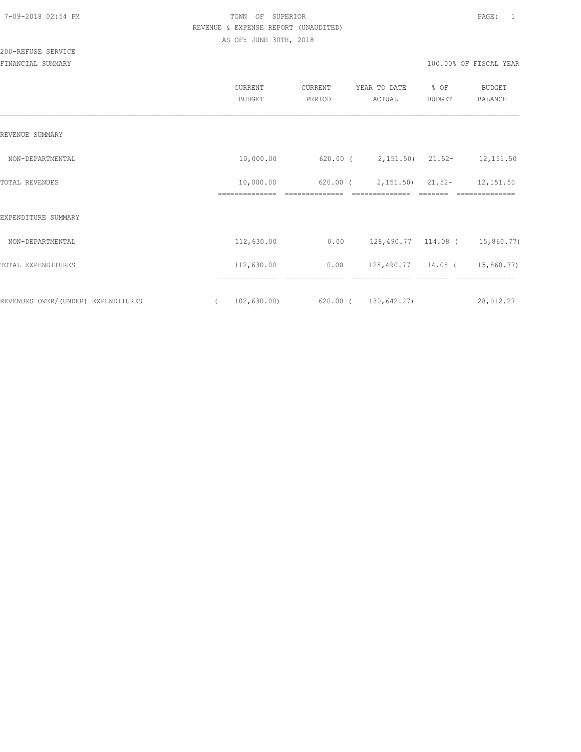TOWN OF SUPERIOR
REVENUE & EXPENSE REPORT (UNAUDITED)
AS OF: JUNE 30TH, 2018

200-REFUSE SERVICE

FINANCIAL SUMMARY — 100.00% OF FISCAL YEAR

| | CURRENT BUDGET | CURRENT PERIOD | YEAR TO DATE ACTUAL | % OF BUDGET | BUDGET BALANCE |
|---|---|---|---|---|---|
| REVENUE SUMMARY | | | | | |
| NON-DEPARTMENTAL | 10,000.00 | 620.00 | ( 2,151.50) | 21.52- | 12,151.50 |
| TOTAL REVENUES | 10,000.00 | 620.00 | ( 2,151.50) | 21.52- | 12,151.50 |
| EXPENDITURE SUMMARY | | | | | |
| NON-DEPARTMENTAL | 112,630.00 | 0.00 | 128,490.77 | 114.08 | ( 15,860.77) |
| TOTAL EXPENDITURES | 112,630.00 | 0.00 | 128,490.77 | 114.08 | ( 15,860.77) |
| REVENUES OVER/(UNDER) EXPENDITURES | ( 102,630.00) | 620.00 | ( 130,642.27) | | 28,012.27 |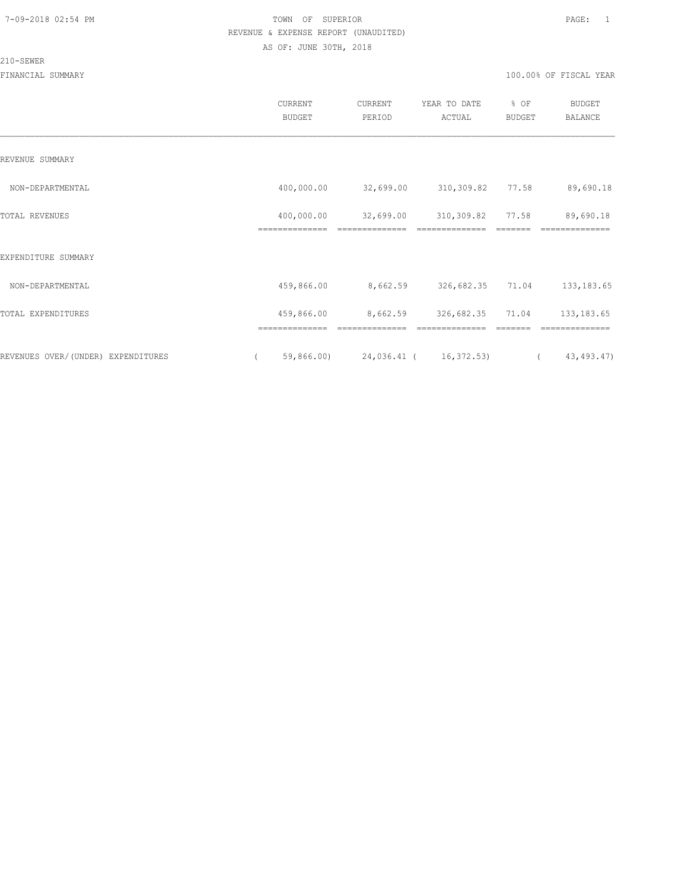TOWN OF SUPERIOR

REVENUE & EXPENSE REPORT (UNAUDITED)

AS OF: JUNE 30TH, 2018

210-SEWER

FINANCIAL SUMMARY

100.00% OF FISCAL YEAR

| | CURRENT BUDGET | CURRENT PERIOD | YEAR TO DATE ACTUAL | % OF BUDGET | BUDGET BALANCE |
|---|---|---|---|---|---|
| REVENUE SUMMARY | | | | | |
| NON-DEPARTMENTAL | 400,000.00 | 32,699.00 | 310,309.82 | 77.58 | 89,690.18 |
| TOTAL REVENUES | 400,000.00 | 32,699.00 | 310,309.82 | 77.58 | 89,690.18 |
| EXPENDITURE SUMMARY | | | | | |
| NON-DEPARTMENTAL | 459,866.00 | 8,662.59 | 326,682.35 | 71.04 | 133,183.65 |
| TOTAL EXPENDITURES | 459,866.00 | 8,662.59 | 326,682.35 | 71.04 | 133,183.65 |
| REVENUES OVER/(UNDER) EXPENDITURES | ( 59,866.00) | 24,036.41 | ( 16,372.53) | | ( 43,493.47) |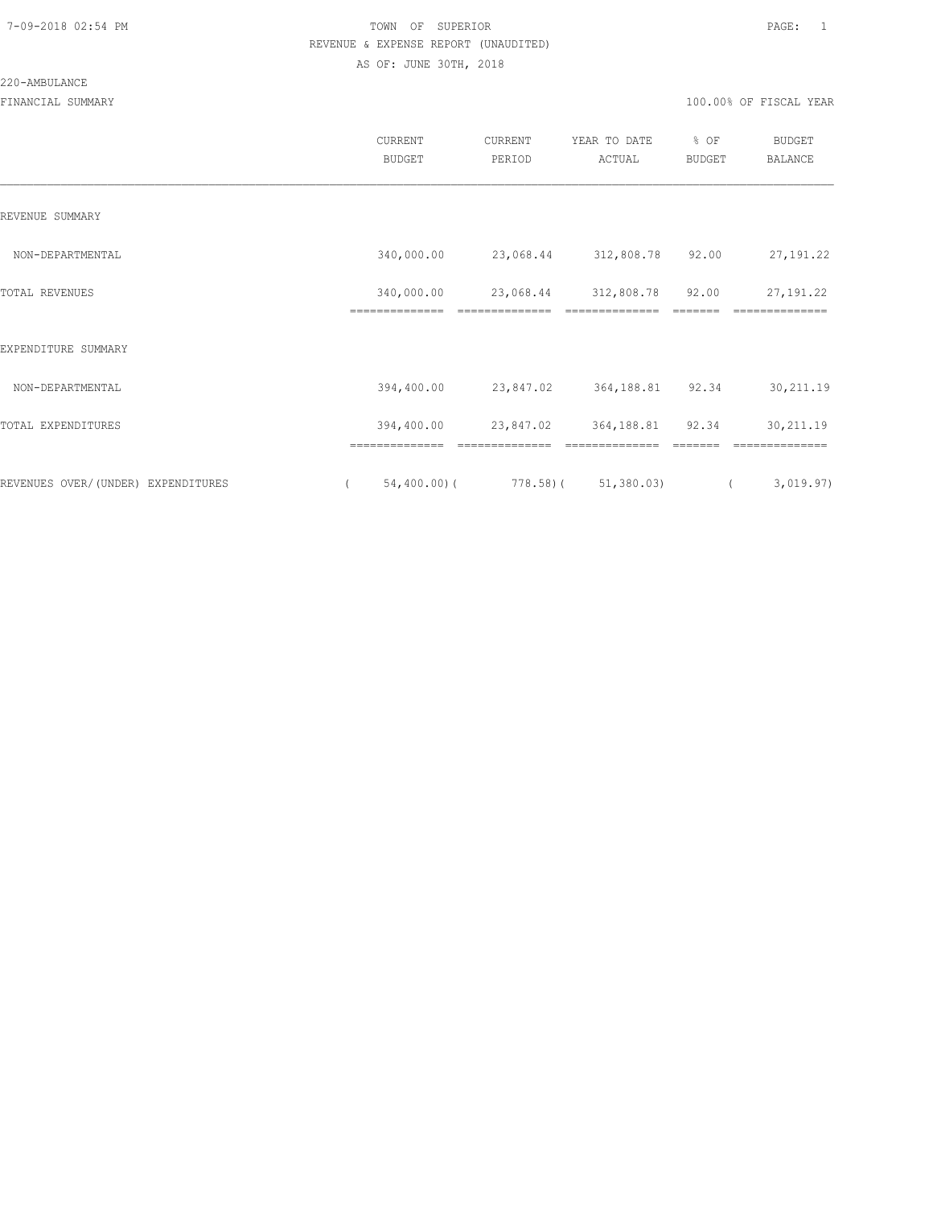TOWN OF SUPERIOR
REVENUE & EXPENSE REPORT (UNAUDITED)
AS OF: JUNE 30TH, 2018

220-AMBULANCE

FINANCIAL SUMMARY — 100.00% OF FISCAL YEAR

| | CURRENT BUDGET | CURRENT PERIOD | YEAR TO DATE ACTUAL | % OF BUDGET | BUDGET BALANCE |
|---|---|---|---|---|---|
| REVENUE SUMMARY | | | | | |
| NON-DEPARTMENTAL | 340,000.00 | 23,068.44 | 312,808.78 | 92.00 | 27,191.22 |
| TOTAL REVENUES | 340,000.00 | 23,068.44 | 312,808.78 | 92.00 | 27,191.22 |
| EXPENDITURE SUMMARY | | | | | |
| NON-DEPARTMENTAL | 394,400.00 | 23,847.02 | 364,188.81 | 92.34 | 30,211.19 |
| TOTAL EXPENDITURES | 394,400.00 | 23,847.02 | 364,188.81 | 92.34 | 30,211.19 |
| REVENUES OVER/(UNDER) EXPENDITURES | ( 54,400.00) | ( 778.58) | ( 51,380.03) | | ( 3,019.97) |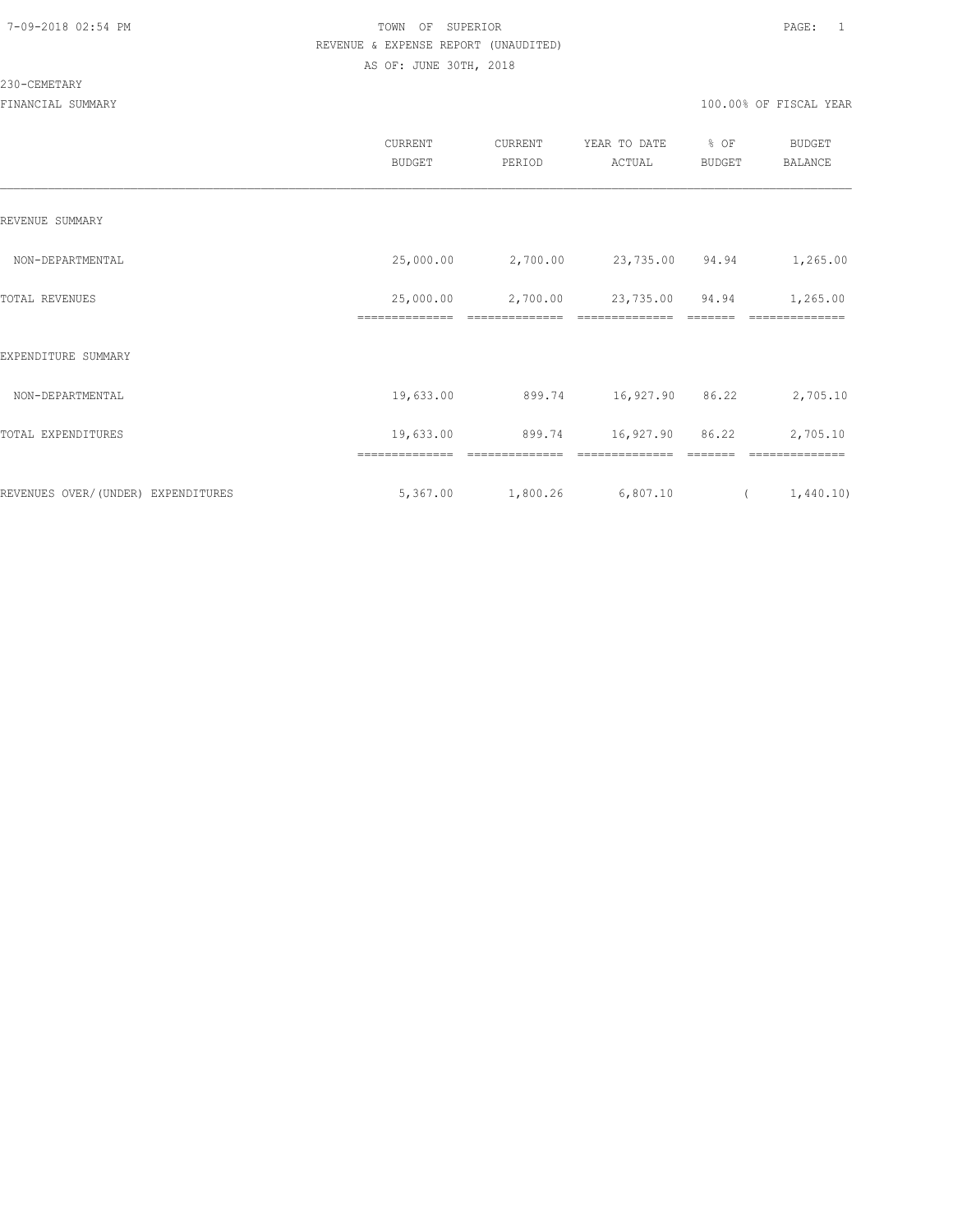TOWN OF SUPERIOR
REVENUE & EXPENSE REPORT (UNAUDITED)
AS OF: JUNE 30TH, 2018

230-CEMETARY

FINANCIAL SUMMARY — 100.00% OF FISCAL YEAR

| | CURRENT BUDGET | CURRENT PERIOD | YEAR TO DATE ACTUAL | % OF BUDGET | BUDGET BALANCE |
|---|---|---|---|---|---|
| REVENUE SUMMARY | | | | | |
| NON-DEPARTMENTAL | 25,000.00 | 2,700.00 | 23,735.00 | 94.94 | 1,265.00 |
| TOTAL REVENUES | 25,000.00 | 2,700.00 | 23,735.00 | 94.94 | 1,265.00 |
| EXPENDITURE SUMMARY | | | | | |
| NON-DEPARTMENTAL | 19,633.00 | 899.74 | 16,927.90 | 86.22 | 2,705.10 |
| TOTAL EXPENDITURES | 19,633.00 | 899.74 | 16,927.90 | 86.22 | 2,705.10 |
| REVENUES OVER/(UNDER) EXPENDITURES | 5,367.00 | 1,800.26 | 6,807.10 | | ( 1,440.10) |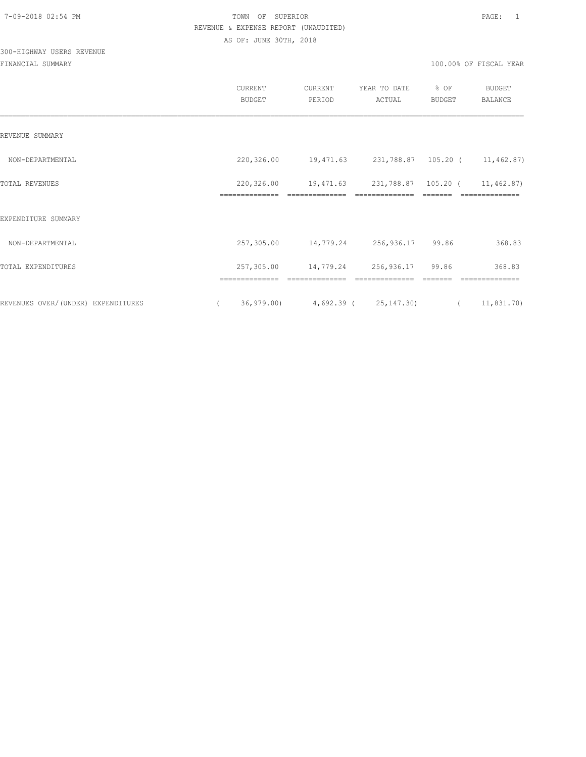TOWN OF SUPERIOR
REVENUE & EXPENSE REPORT (UNAUDITED)
AS OF: JUNE 30TH, 2018

300-HIGHWAY USERS REVENUE
FINANCIAL SUMMARY

100.00% OF FISCAL YEAR

| | CURRENT BUDGET | CURRENT PERIOD | YEAR TO DATE ACTUAL | % OF BUDGET | BUDGET BALANCE |
|---|---|---|---|---|---|
| REVENUE SUMMARY | | | | | |
| NON-DEPARTMENTAL | 220,326.00 | 19,471.63 | 231,788.87 | 105.20 | ( 11,462.87) |
| TOTAL REVENUES | 220,326.00 | 19,471.63 | 231,788.87 | 105.20 | ( 11,462.87) |
| EXPENDITURE SUMMARY | | | | | |
| NON-DEPARTMENTAL | 257,305.00 | 14,779.24 | 256,936.17 | 99.86 | 368.83 |
| TOTAL EXPENDITURES | 257,305.00 | 14,779.24 | 256,936.17 | 99.86 | 368.83 |
| REVENUES OVER/(UNDER) EXPENDITURES | ( 36,979.00) | 4,692.39 | ( 25,147.30) | | ( 11,831.70) |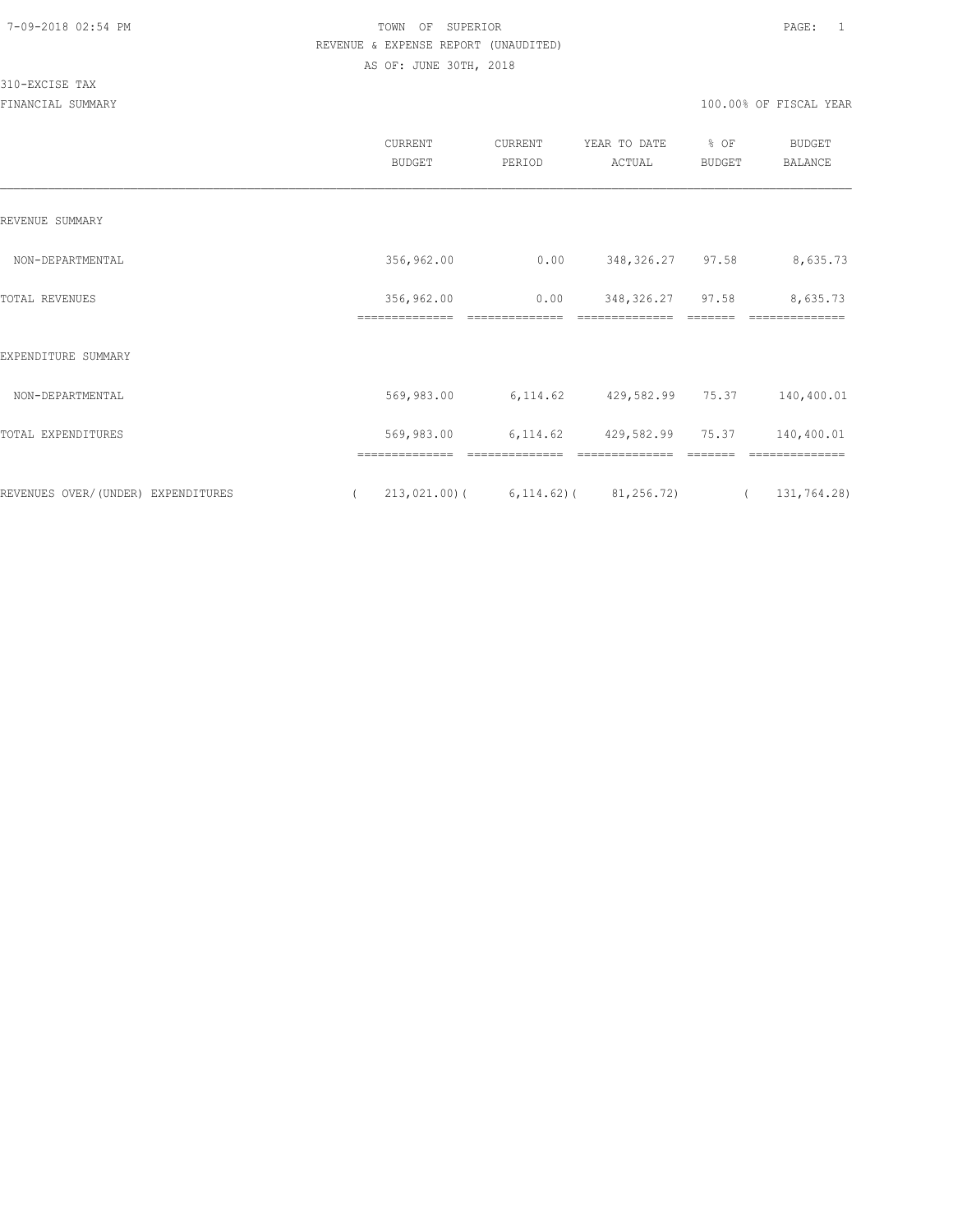TOWN OF SUPERIOR

REVENUE & EXPENSE REPORT (UNAUDITED)

AS OF: JUNE 30TH, 2018

310-EXCISE TAX

FINANCIAL SUMMARY

100.00% OF FISCAL YEAR

| | CURRENT BUDGET | CURRENT PERIOD | YEAR TO DATE ACTUAL | % OF BUDGET | BUDGET BALANCE |
|---|---|---|---|---|---|
| REVENUE SUMMARY | | | | | |
| NON-DEPARTMENTAL | 356,962.00 | 0.00 | 348,326.27 | 97.58 | 8,635.73 |
| TOTAL REVENUES | 356,962.00 | 0.00 | 348,326.27 | 97.58 | 8,635.73 |
| EXPENDITURE SUMMARY | | | | | |
| NON-DEPARTMENTAL | 569,983.00 | 6,114.62 | 429,582.99 | 75.37 | 140,400.01 |
| TOTAL EXPENDITURES | 569,983.00 | 6,114.62 | 429,582.99 | 75.37 | 140,400.01 |
| REVENUES OVER/(UNDER) EXPENDITURES | ( 213,021.00) | ( 6,114.62) | ( 81,256.72) | | ( 131,764.28) |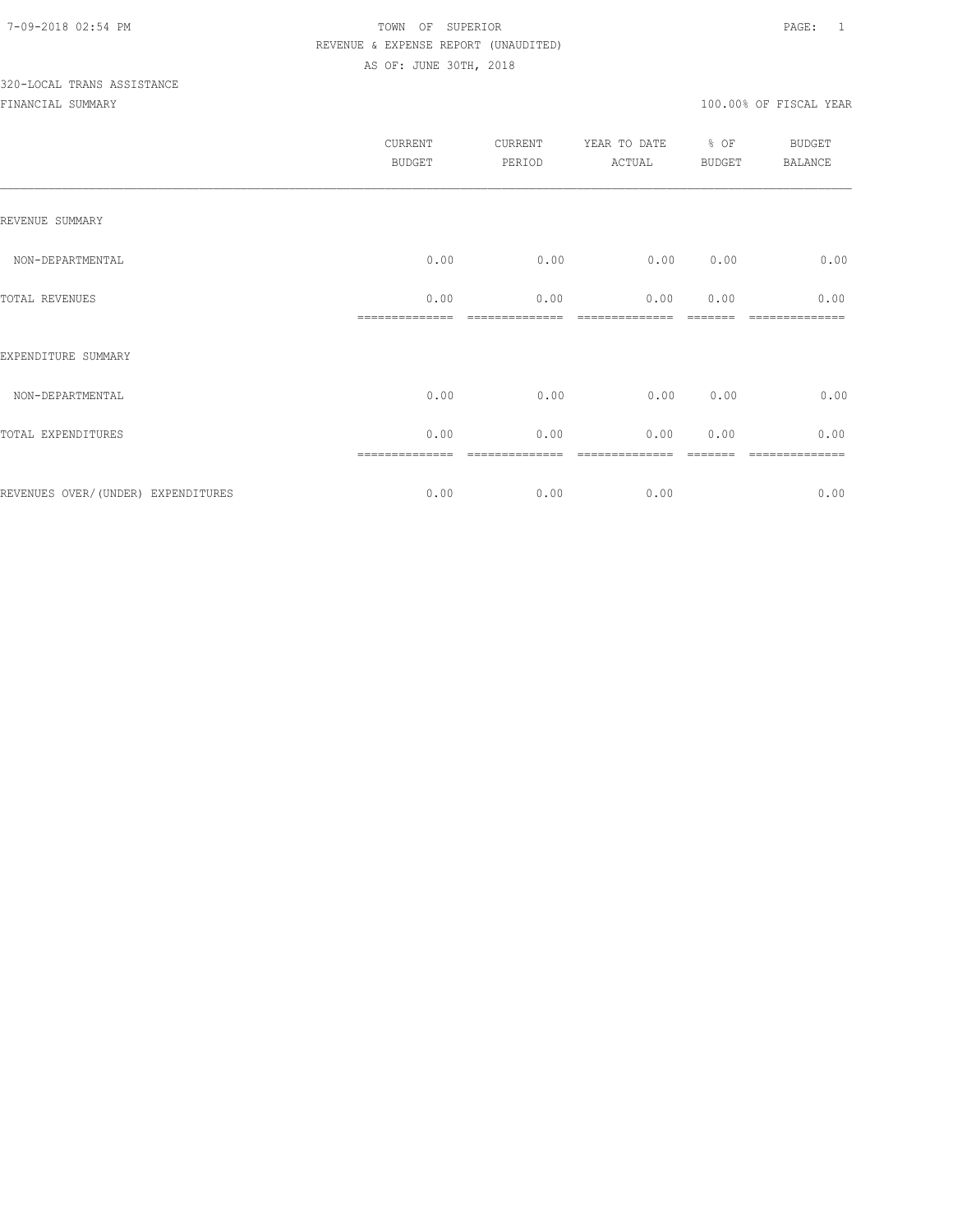TOWN OF SUPERIOR
REVENUE & EXPENSE REPORT (UNAUDITED)
AS OF: JUNE 30TH, 2018

320-LOCAL TRANS ASSISTANCE

FINANCIAL SUMMARY — 100.00% OF FISCAL YEAR

| | CURRENT BUDGET | CURRENT PERIOD | YEAR TO DATE ACTUAL | % OF BUDGET | BUDGET BALANCE |
|---|---|---|---|---|---|
| REVENUE SUMMARY | | | | | |
| NON-DEPARTMENTAL | 0.00 | 0.00 | 0.00 | 0.00 | 0.00 |
| TOTAL REVENUES | 0.00 | 0.00 | 0.00 | 0.00 | 0.00 |
| EXPENDITURE SUMMARY | | | | | |
| NON-DEPARTMENTAL | 0.00 | 0.00 | 0.00 | 0.00 | 0.00 |
| TOTAL EXPENDITURES | 0.00 | 0.00 | 0.00 | 0.00 | 0.00 |
| REVENUES OVER/(UNDER) EXPENDITURES | 0.00 | 0.00 | 0.00 | | 0.00 |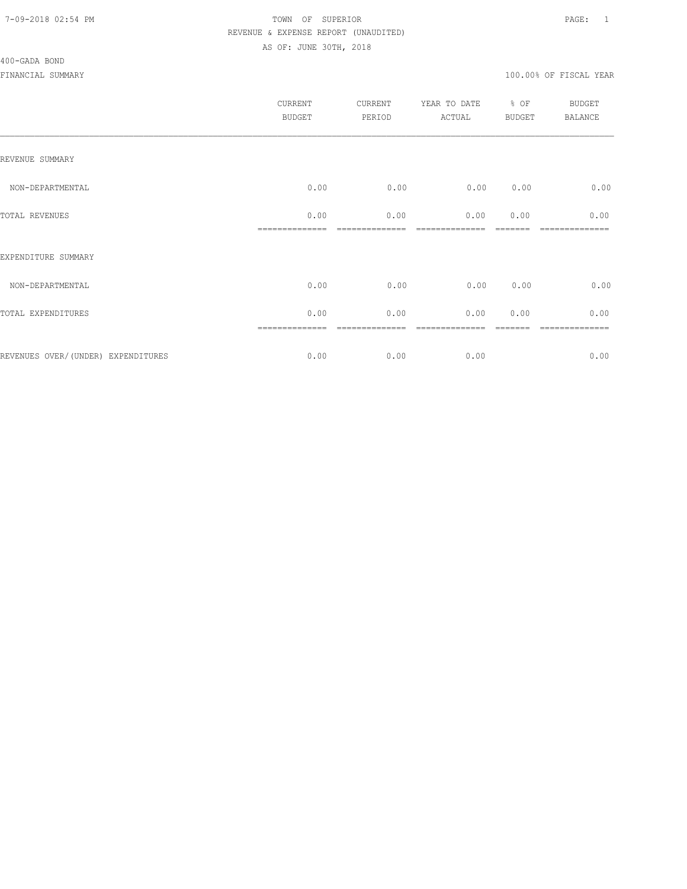TOWN OF SUPERIOR
REVENUE & EXPENSE REPORT (UNAUDITED)
AS OF: JUNE 30TH, 2018

400-GADA BOND

FINANCIAL SUMMARY — 100.00% OF FISCAL YEAR

| | CURRENT BUDGET | CURRENT PERIOD | YEAR TO DATE ACTUAL | % OF BUDGET | BUDGET BALANCE |
|---|---|---|---|---|---|
| REVENUE SUMMARY | | | | | |
| NON-DEPARTMENTAL | 0.00 | 0.00 | 0.00 | 0.00 | 0.00 |
| TOTAL REVENUES | 0.00 | 0.00 | 0.00 | 0.00 | 0.00 |
| EXPENDITURE SUMMARY | | | | | |
| NON-DEPARTMENTAL | 0.00 | 0.00 | 0.00 | 0.00 | 0.00 |
| TOTAL EXPENDITURES | 0.00 | 0.00 | 0.00 | 0.00 | 0.00 |
| REVENUES OVER/(UNDER) EXPENDITURES | 0.00 | 0.00 | 0.00 | | 0.00 |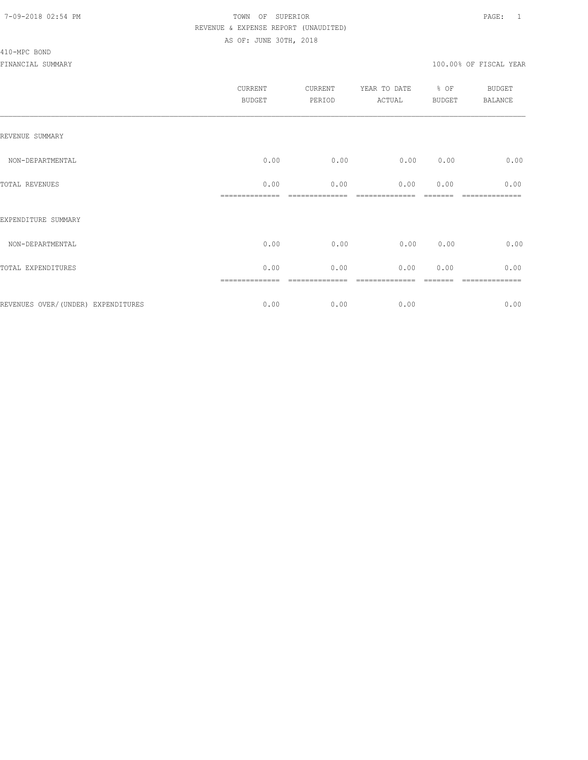TOWN OF SUPERIOR
REVENUE & EXPENSE REPORT (UNAUDITED)
AS OF: JUNE 30TH, 2018

410-MPC BOND

FINANCIAL SUMMARY — 100.00% OF FISCAL YEAR

| | CURRENT BUDGET | CURRENT PERIOD | YEAR TO DATE ACTUAL | % OF BUDGET | BUDGET BALANCE |
|---|---|---|---|---|---|
| REVENUE SUMMARY | | | | | |
| NON-DEPARTMENTAL | 0.00 | 0.00 | 0.00 | 0.00 | 0.00 |
| TOTAL REVENUES | 0.00 | 0.00 | 0.00 | 0.00 | 0.00 |
| EXPENDITURE SUMMARY | | | | | |
| NON-DEPARTMENTAL | 0.00 | 0.00 | 0.00 | 0.00 | 0.00 |
| TOTAL EXPENDITURES | 0.00 | 0.00 | 0.00 | 0.00 | 0.00 |
| REVENUES OVER/(UNDER) EXPENDITURES | 0.00 | 0.00 | 0.00 | | 0.00 |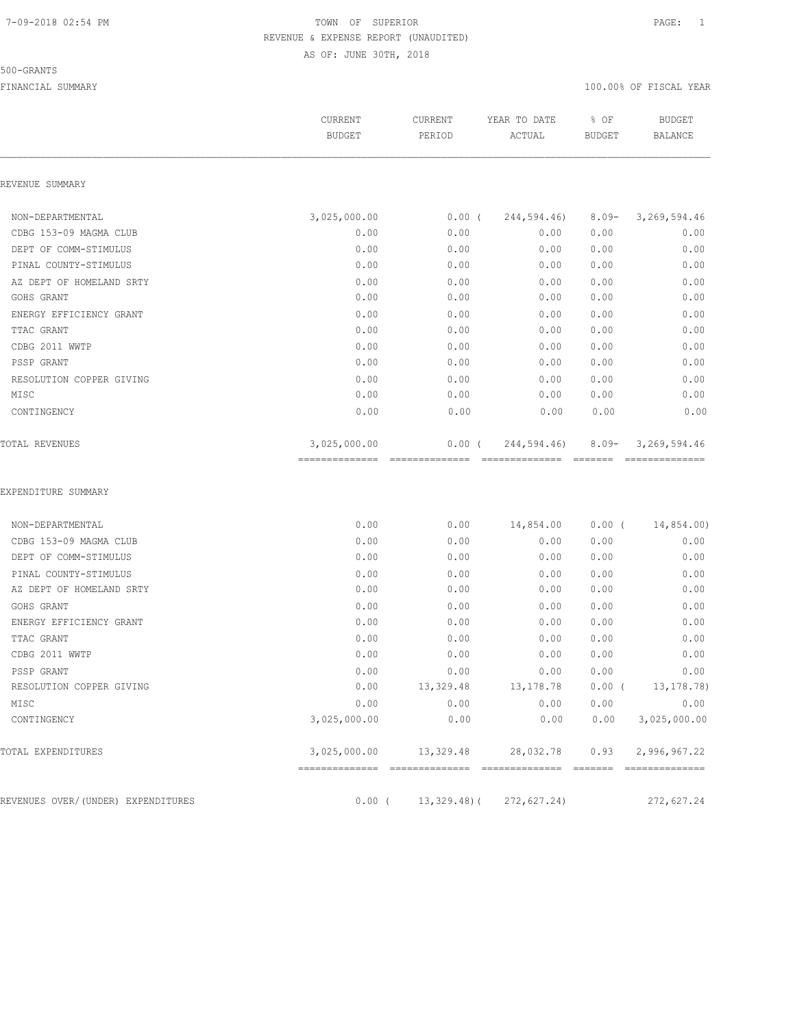TOWN OF SUPERIOR
REVENUE & EXPENSE REPORT (UNAUDITED)
AS OF: JUNE 30TH, 2018

500-GRANTS

FINANCIAL SUMMARY — 100.00% OF FISCAL YEAR

| | CURRENT BUDGET | CURRENT PERIOD | YEAR TO DATE ACTUAL | % OF BUDGET | BUDGET BALANCE |
|---|---|---|---|---|---|
| **REVENUE SUMMARY** | | | | | |
| NON-DEPARTMENTAL | 3,025,000.00 | 0.00 | ( 244,594.46) | 8.09- | 3,269,594.46 |
| CDBG 153-09 MAGMA CLUB | 0.00 | 0.00 | 0.00 | 0.00 | 0.00 |
| DEPT OF COMM-STIMULUS | 0.00 | 0.00 | 0.00 | 0.00 | 0.00 |
| PINAL COUNTY-STIMULUS | 0.00 | 0.00 | 0.00 | 0.00 | 0.00 |
| AZ DEPT OF HOMELAND SRTY | 0.00 | 0.00 | 0.00 | 0.00 | 0.00 |
| GOHS GRANT | 0.00 | 0.00 | 0.00 | 0.00 | 0.00 |
| ENERGY EFFICIENCY GRANT | 0.00 | 0.00 | 0.00 | 0.00 | 0.00 |
| TTAC GRANT | 0.00 | 0.00 | 0.00 | 0.00 | 0.00 |
| CDBG 2011 WWTP | 0.00 | 0.00 | 0.00 | 0.00 | 0.00 |
| PSSP GRANT | 0.00 | 0.00 | 0.00 | 0.00 | 0.00 |
| RESOLUTION COPPER GIVING | 0.00 | 0.00 | 0.00 | 0.00 | 0.00 |
| MISC | 0.00 | 0.00 | 0.00 | 0.00 | 0.00 |
| CONTINGENCY | 0.00 | 0.00 | 0.00 | 0.00 | 0.00 |
| TOTAL REVENUES | 3,025,000.00 | 0.00 | ( 244,594.46) | 8.09- | 3,269,594.46 |
| **EXPENDITURE SUMMARY** | | | | | |
| NON-DEPARTMENTAL | 0.00 | 0.00 | 14,854.00 | 0.00 | ( 14,854.00) |
| CDBG 153-09 MAGMA CLUB | 0.00 | 0.00 | 0.00 | 0.00 | 0.00 |
| DEPT OF COMM-STIMULUS | 0.00 | 0.00 | 0.00 | 0.00 | 0.00 |
| PINAL COUNTY-STIMULUS | 0.00 | 0.00 | 0.00 | 0.00 | 0.00 |
| AZ DEPT OF HOMELAND SRTY | 0.00 | 0.00 | 0.00 | 0.00 | 0.00 |
| GOHS GRANT | 0.00 | 0.00 | 0.00 | 0.00 | 0.00 |
| ENERGY EFFICIENCY GRANT | 0.00 | 0.00 | 0.00 | 0.00 | 0.00 |
| TTAC GRANT | 0.00 | 0.00 | 0.00 | 0.00 | 0.00 |
| CDBG 2011 WWTP | 0.00 | 0.00 | 0.00 | 0.00 | 0.00 |
| PSSP GRANT | 0.00 | 0.00 | 0.00 | 0.00 | 0.00 |
| RESOLUTION COPPER GIVING | 0.00 | 13,329.48 | 13,178.78 | 0.00 | ( 13,178.78) |
| MISC | 0.00 | 0.00 | 0.00 | 0.00 | 0.00 |
| CONTINGENCY | 3,025,000.00 | 0.00 | 0.00 | 0.00 | 3,025,000.00 |
| TOTAL EXPENDITURES | 3,025,000.00 | 13,329.48 | 28,032.78 | 0.93 | 2,996,967.22 |
| REVENUES OVER/(UNDER) EXPENDITURES | 0.00 | ( 13,329.48) | ( 272,627.24) | | 272,627.24 |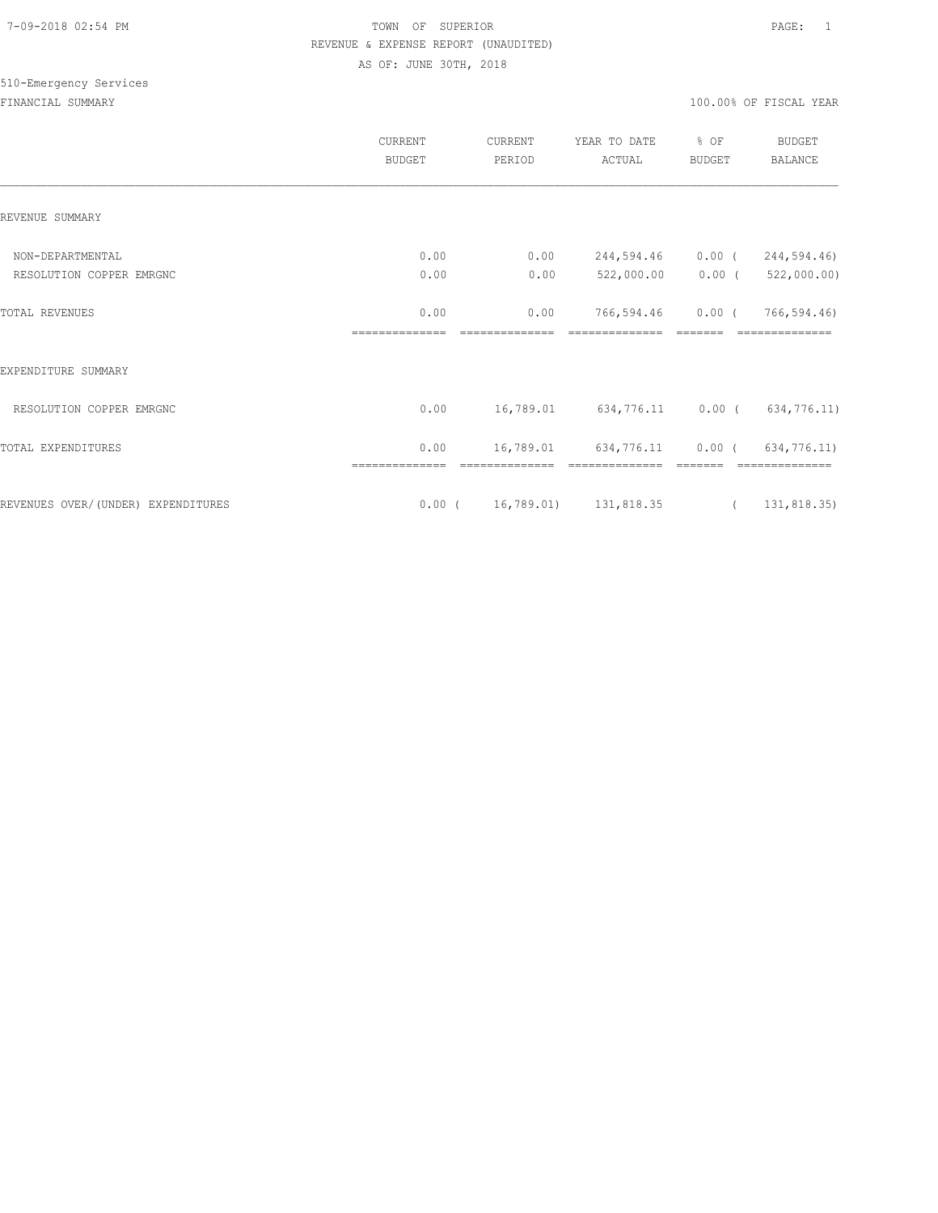TOWN OF SUPERIOR
REVENUE & EXPENSE REPORT (UNAUDITED)
AS OF: JUNE 30TH, 2018

510-Emergency Services

FINANCIAL SUMMARY — 100.00% OF FISCAL YEAR

| | CURRENT BUDGET | CURRENT PERIOD | YEAR TO DATE ACTUAL | % OF BUDGET | BUDGET BALANCE |
|---|---|---|---|---|---|
| **REVENUE SUMMARY** | | | | | |
| NON-DEPARTMENTAL | 0.00 | 0.00 | 244,594.46 | 0.00 | ( 244,594.46) |
| RESOLUTION COPPER EMRGNC | 0.00 | 0.00 | 522,000.00 | 0.00 | ( 522,000.00) |
| TOTAL REVENUES | 0.00 | 0.00 | 766,594.46 | 0.00 | ( 766,594.46) |
| **EXPENDITURE SUMMARY** | | | | | |
| RESOLUTION COPPER EMRGNC | 0.00 | 16,789.01 | 634,776.11 | 0.00 | ( 634,776.11) |
| TOTAL EXPENDITURES | 0.00 | 16,789.01 | 634,776.11 | 0.00 | ( 634,776.11) |
| REVENUES OVER/(UNDER) EXPENDITURES | 0.00 | ( 16,789.01) | 131,818.35 | | ( 131,818.35) |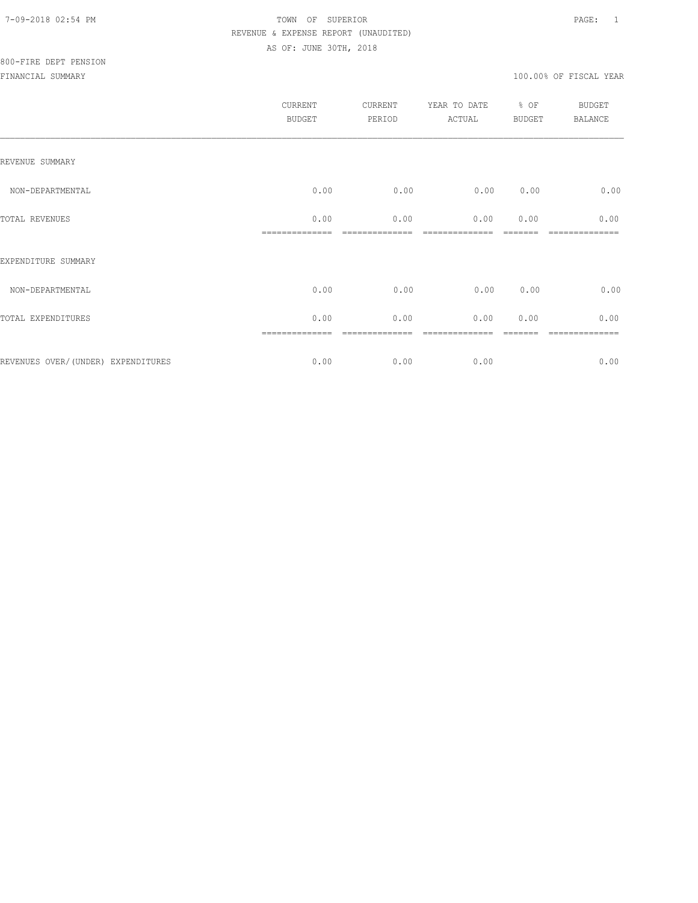TOWN OF SUPERIOR
REVENUE & EXPENSE REPORT (UNAUDITED)
AS OF: JUNE 30TH, 2018

800-FIRE DEPT PENSION
FINANCIAL SUMMARY

100.00% OF FISCAL YEAR

| | CURRENT BUDGET | CURRENT PERIOD | YEAR TO DATE ACTUAL | % OF BUDGET | BUDGET BALANCE |
|---|---|---|---|---|---|
| REVENUE SUMMARY | | | | | |
| NON-DEPARTMENTAL | 0.00 | 0.00 | 0.00 | 0.00 | 0.00 |
| TOTAL REVENUES | 0.00 | 0.00 | 0.00 | 0.00 | 0.00 |
| EXPENDITURE SUMMARY | | | | | |
| NON-DEPARTMENTAL | 0.00 | 0.00 | 0.00 | 0.00 | 0.00 |
| TOTAL EXPENDITURES | 0.00 | 0.00 | 0.00 | 0.00 | 0.00 |
| REVENUES OVER/(UNDER) EXPENDITURES | 0.00 | 0.00 | 0.00 | | 0.00 |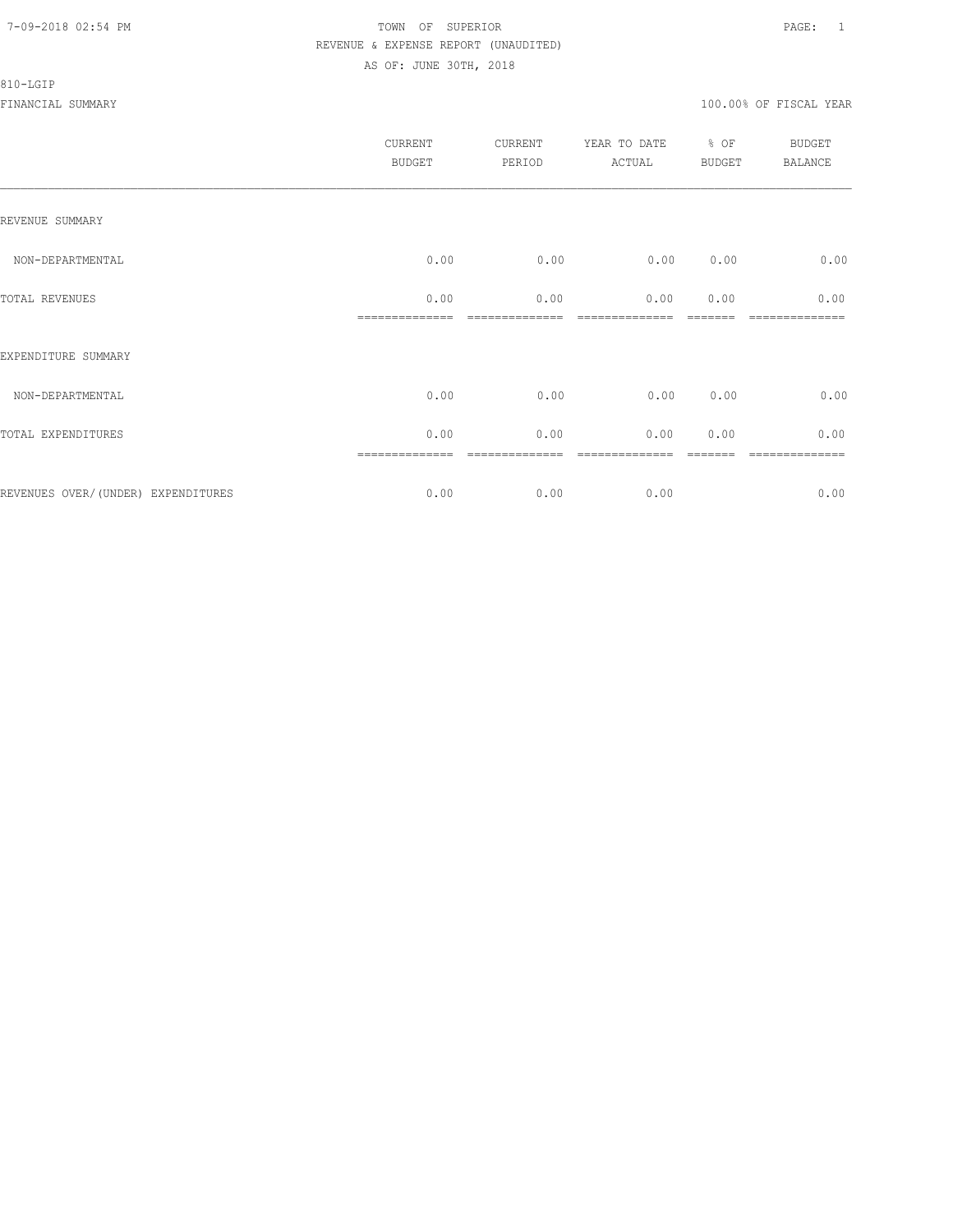7-09-2018 02:54 PM TOWN OF SUPERIOR

REVENUE & EXPENSE REPORT (UNAUDITED)

AS OF: JUNE 30TH, 2018

810-LGIP

FINANCIAL SUMMARY 100.00% OF FISCAL YEAR

| | CURRENT BUDGET | CURRENT PERIOD | YEAR TO DATE ACTUAL | % OF BUDGET | BUDGET BALANCE |
|---|---|---|---|---|---|
| REVENUE SUMMARY | | | | | |
| NON-DEPARTMENTAL | 0.00 | 0.00 | 0.00 | 0.00 | 0.00 |
| TOTAL REVENUES | 0.00 | 0.00 | 0.00 | 0.00 | 0.00 |
| EXPENDITURE SUMMARY | | | | | |
| NON-DEPARTMENTAL | 0.00 | 0.00 | 0.00 | 0.00 | 0.00 |
| TOTAL EXPENDITURES | 0.00 | 0.00 | 0.00 | 0.00 | 0.00 |
| REVENUES OVER/(UNDER) EXPENDITURES | 0.00 | 0.00 | 0.00 | | 0.00 |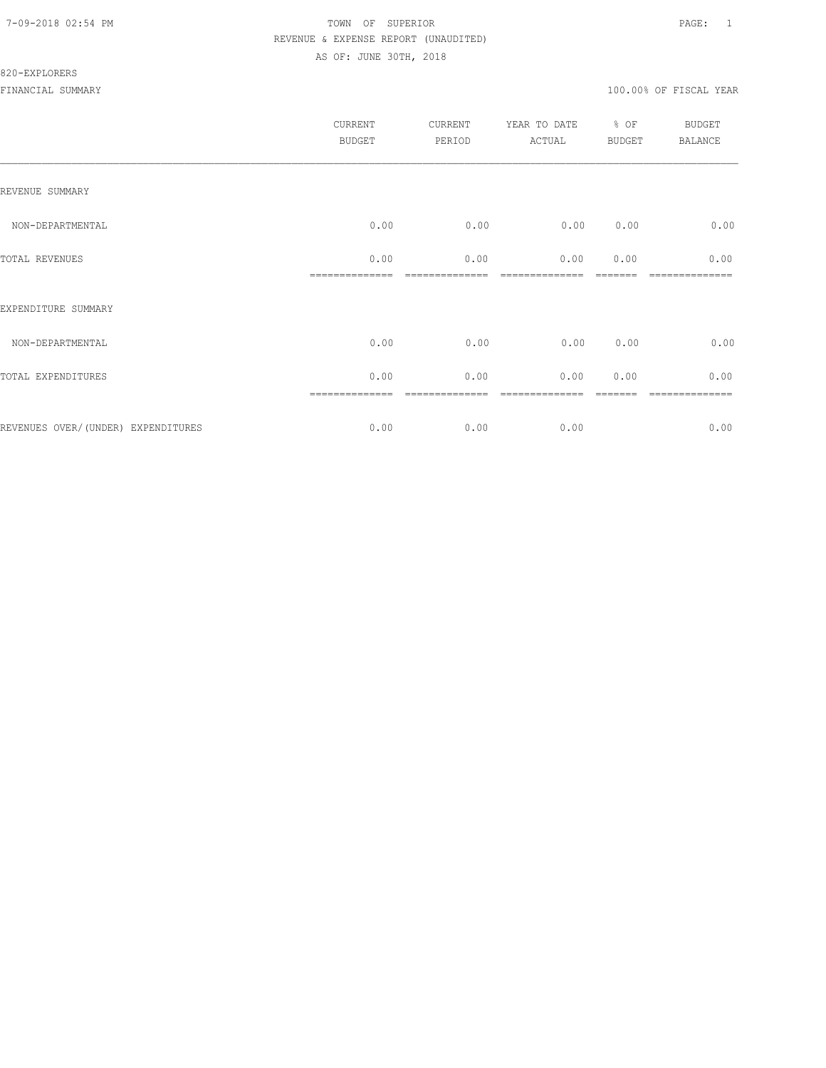TOWN OF SUPERIOR

REVENUE & EXPENSE REPORT (UNAUDITED)

AS OF: JUNE 30TH, 2018

820-EXPLORERS

FINANCIAL SUMMARY 100.00% OF FISCAL YEAR

| | CURRENT BUDGET | CURRENT PERIOD | YEAR TO DATE ACTUAL | % OF BUDGET | BUDGET BALANCE |
|---|---|---|---|---|---|
| REVENUE SUMMARY | | | | | |
| NON-DEPARTMENTAL | 0.00 | 0.00 | 0.00 | 0.00 | 0.00 |
| TOTAL REVENUES | 0.00 | 0.00 | 0.00 | 0.00 | 0.00 |
| EXPENDITURE SUMMARY | | | | | |
| NON-DEPARTMENTAL | 0.00 | 0.00 | 0.00 | 0.00 | 0.00 |
| TOTAL EXPENDITURES | 0.00 | 0.00 | 0.00 | 0.00 | 0.00 |
| REVENUES OVER/(UNDER) EXPENDITURES | 0.00 | 0.00 | 0.00 | | 0.00 |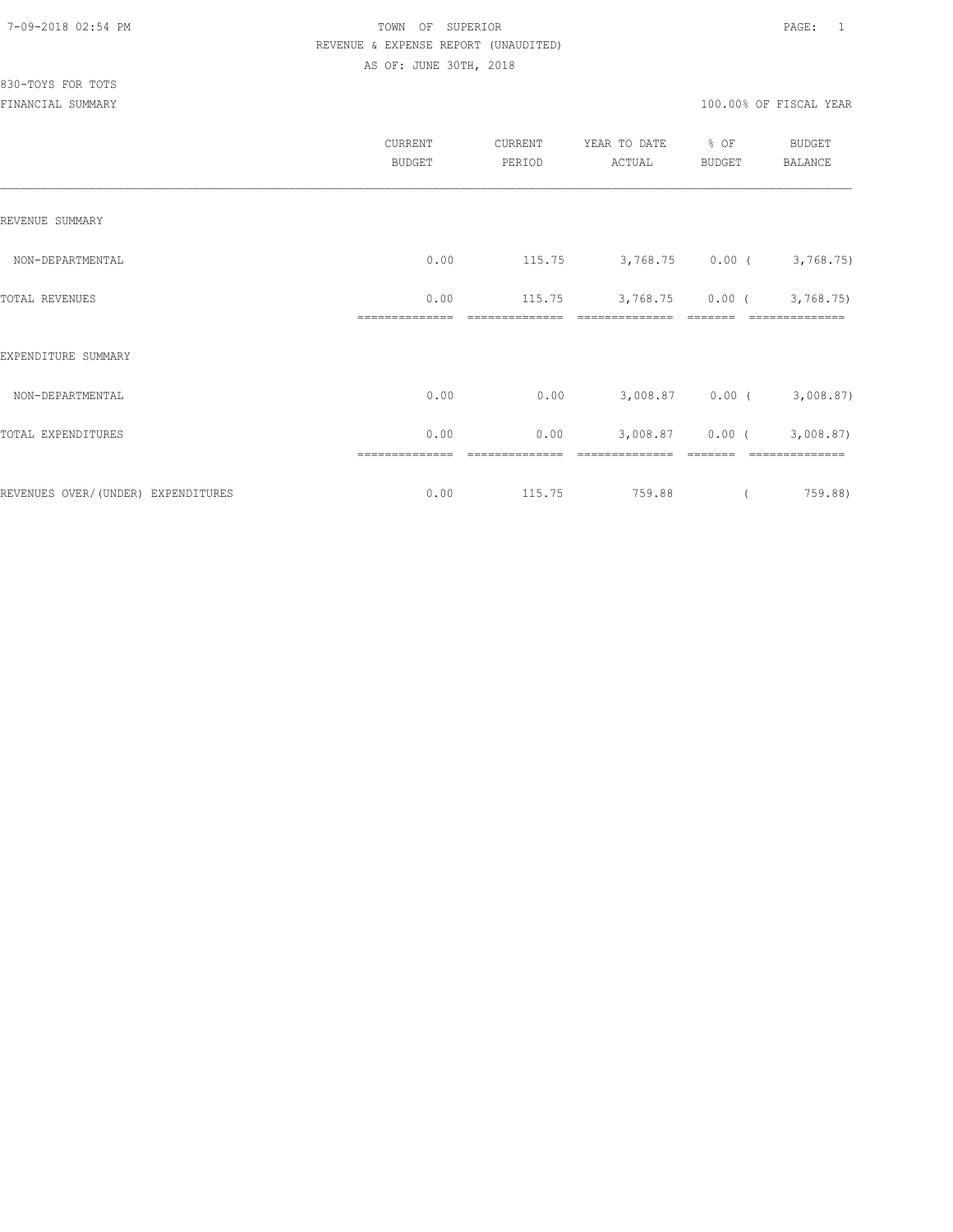TOWN OF SUPERIOR
REVENUE & EXPENSE REPORT (UNAUDITED)
AS OF: JUNE 30TH, 2018

830-TOYS FOR TOTS

FINANCIAL SUMMARY

100.00% OF FISCAL YEAR

| | CURRENT BUDGET | CURRENT PERIOD | YEAR TO DATE ACTUAL | % OF BUDGET | BUDGET BALANCE |
|---|---|---|---|---|---|
| REVENUE SUMMARY | | | | | |
| NON-DEPARTMENTAL | 0.00 | 115.75 | 3,768.75 | 0.00 | ( 3,768.75) |
| TOTAL REVENUES | 0.00 | 115.75 | 3,768.75 | 0.00 | ( 3,768.75) |
| EXPENDITURE SUMMARY | | | | | |
| NON-DEPARTMENTAL | 0.00 | 0.00 | 3,008.87 | 0.00 | ( 3,008.87) |
| TOTAL EXPENDITURES | 0.00 | 0.00 | 3,008.87 | 0.00 | ( 3,008.87) |
| REVENUES OVER/(UNDER) EXPENDITURES | 0.00 | 115.75 | 759.88 | | ( 759.88) |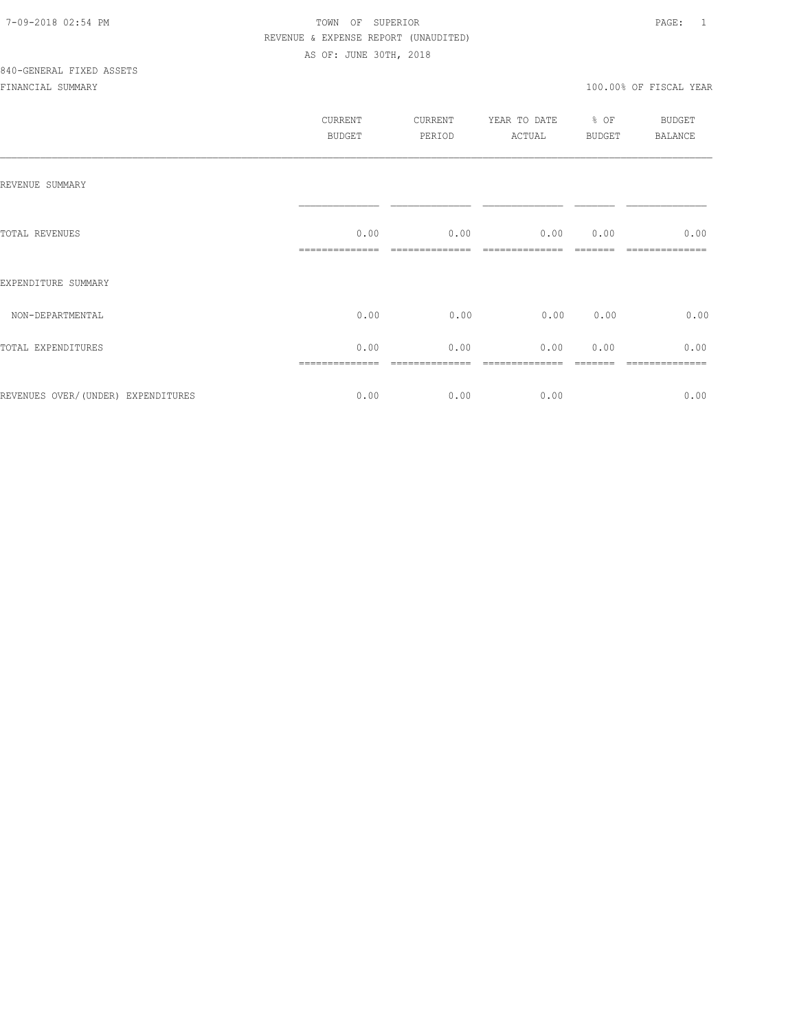7-09-2018 02:54 PM TOWN OF SUPERIOR

REVENUE & EXPENSE REPORT (UNAUDITED)

AS OF: JUNE 30TH, 2018

840-GENERAL FIXED ASSETS

FINANCIAL SUMMARY 100.00% OF FISCAL YEAR

| | CURRENT BUDGET | CURRENT PERIOD | YEAR TO DATE ACTUAL | % OF BUDGET | BUDGET BALANCE |
|---|---|---|---|---|---|
| REVENUE SUMMARY | | | | | |
| TOTAL REVENUES | 0.00 | 0.00 | 0.00 | 0.00 | 0.00 |
| EXPENDITURE SUMMARY | | | | | |
| NON-DEPARTMENTAL | 0.00 | 0.00 | 0.00 | 0.00 | 0.00 |
| TOTAL EXPENDITURES | 0.00 | 0.00 | 0.00 | 0.00 | 0.00 |
| REVENUES OVER/(UNDER) EXPENDITURES | 0.00 | 0.00 | 0.00 | | 0.00 |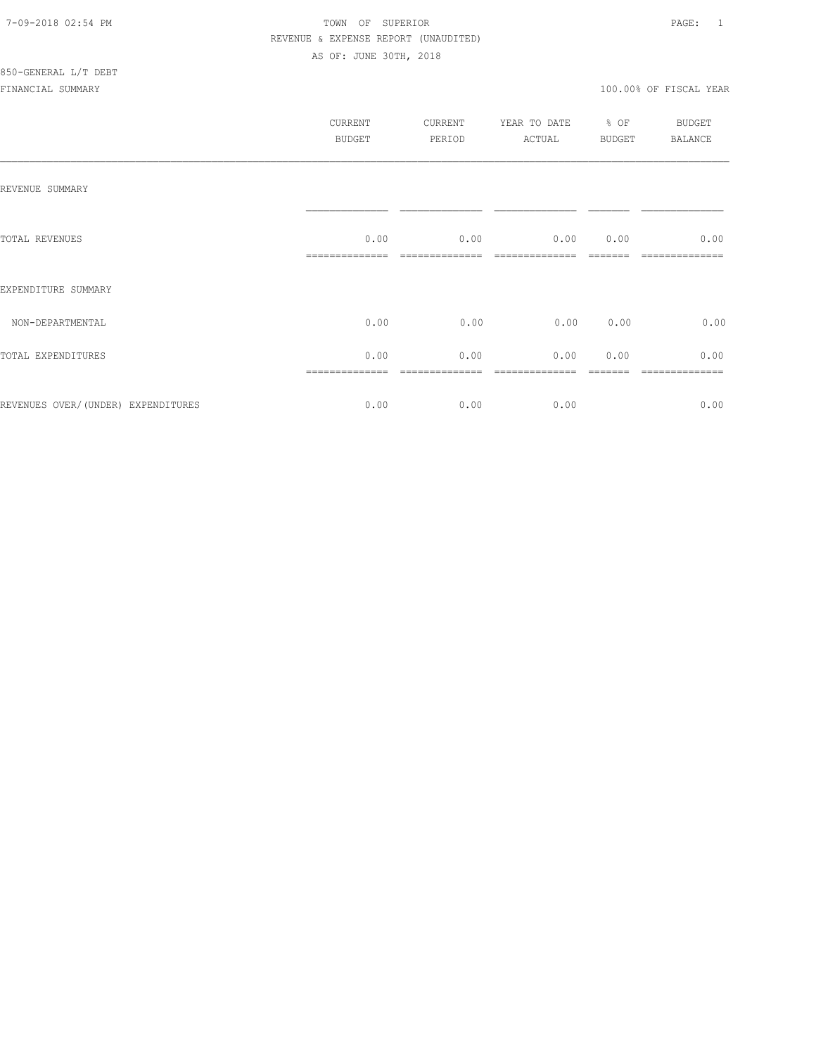7-09-2018 02:54 PM

TOWN OF SUPERIOR

REVENUE & EXPENSE REPORT (UNAUDITED)

AS OF: JUNE 30TH, 2018

850-GENERAL L/T DEBT

FINANCIAL SUMMARY

100.00% OF FISCAL YEAR

| | CURRENT BUDGET | CURRENT PERIOD | YEAR TO DATE ACTUAL | % OF BUDGET | BUDGET BALANCE |
|---|---|---|---|---|---|
| REVENUE SUMMARY | | | | | |
| TOTAL REVENUES | 0.00 | 0.00 | 0.00 | 0.00 | 0.00 |
| EXPENDITURE SUMMARY | | | | | |
| NON-DEPARTMENTAL | 0.00 | 0.00 | 0.00 | 0.00 | 0.00 |
| TOTAL EXPENDITURES | 0.00 | 0.00 | 0.00 | 0.00 | 0.00 |
| REVENUES OVER/(UNDER) EXPENDITURES | 0.00 | 0.00 | 0.00 | | 0.00 |